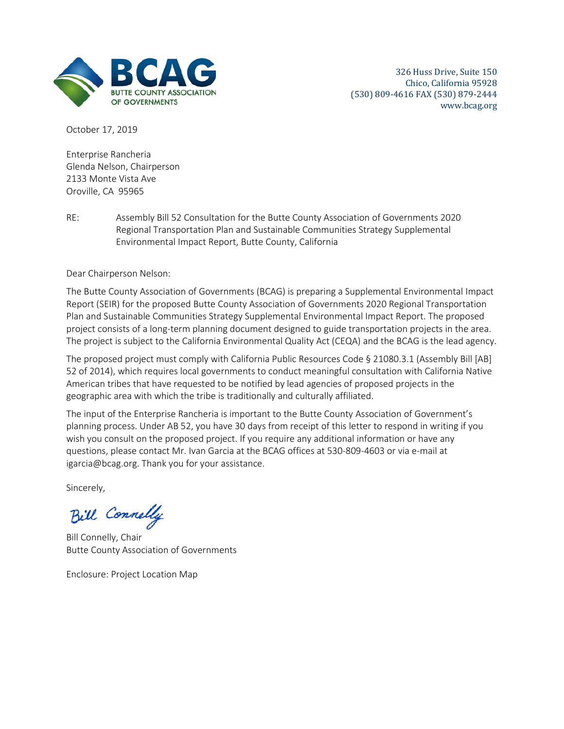BCAG
BUTTE COUNTY ASSOCIATION OF GOVERNMENTS

326 Huss Drive, Suite 150
Chico, California 95928
(530) 809-4616 FAX (530) 879-2444
www.bcag.org

October 17, 2019

Enterprise Rancheria
Glenda Nelson, Chairperson
2133 Monte Vista Ave
Oroville, CA 95965

RE: Assembly Bill 52 Consultation for the Butte County Association of Governments 2020 Regional Transportation Plan and Sustainable Communities Strategy Supplemental Environmental Impact Report, Butte County, California

Dear Chairperson Nelson:

The Butte County Association of Governments (BCAG) is preparing a Supplemental Environmental Impact Report (SEIR) for the proposed Butte County Association of Governments 2020 Regional Transportation Plan and Sustainable Communities Strategy Supplemental Environmental Impact Report. The proposed project consists of a long-term planning document designed to guide transportation projects in the area. The project is subject to the California Environmental Quality Act (CEQA) and the BCAG is the lead agency.

The proposed project must comply with California Public Resources Code § 21080.3.1 (Assembly Bill [AB] 52 of 2014), which requires local governments to conduct meaningful consultation with California Native American tribes that have requested to be notified by lead agencies of proposed projects in the geographic area with which the tribe is traditionally and culturally affiliated.

The input of the Enterprise Rancheria is important to the Butte County Association of Government's planning process. Under AB 52, you have 30 days from receipt of this letter to respond in writing if you wish you consult on the proposed project. If you require any additional information or have any questions, please contact Mr. Ivan Garcia at the BCAG offices at 530-809-4603 or via e-mail at igarcia@bcag.org. Thank you for your assistance.

Sincerely,

Bill Connelly

Bill Connelly, Chair
Butte County Association of Governments

Enclosure: Project Location Map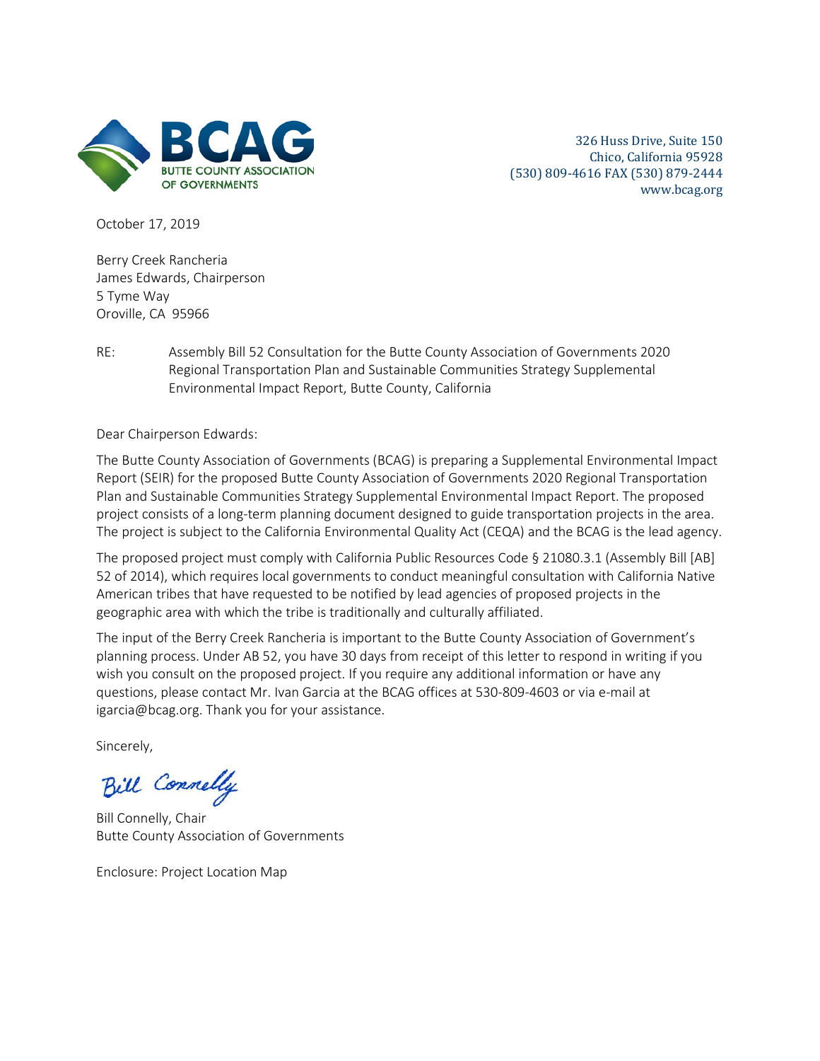**BCAG**
BUTTE COUNTY ASSOCIATION OF GOVERNMENTS

326 Huss Drive, Suite 150
Chico, California 95928
(530) 809-4616 FAX (530) 879-2444
www.bcag.org

October 17, 2019

Berry Creek Rancheria
James Edwards, Chairperson
5 Tyme Way
Oroville, CA 95966

RE: Assembly Bill 52 Consultation for the Butte County Association of Governments 2020 Regional Transportation Plan and Sustainable Communities Strategy Supplemental Environmental Impact Report, Butte County, California

Dear Chairperson Edwards:

The Butte County Association of Governments (BCAG) is preparing a Supplemental Environmental Impact Report (SEIR) for the proposed Butte County Association of Governments 2020 Regional Transportation Plan and Sustainable Communities Strategy Supplemental Environmental Impact Report. The proposed project consists of a long-term planning document designed to guide transportation projects in the area. The project is subject to the California Environmental Quality Act (CEQA) and the BCAG is the lead agency.

The proposed project must comply with California Public Resources Code § 21080.3.1 (Assembly Bill [AB] 52 of 2014), which requires local governments to conduct meaningful consultation with California Native American tribes that have requested to be notified by lead agencies of proposed projects in the geographic area with which the tribe is traditionally and culturally affiliated.

The input of the Berry Creek Rancheria is important to the Butte County Association of Government's planning process. Under AB 52, you have 30 days from receipt of this letter to respond in writing if you wish you consult on the proposed project. If you require any additional information or have any questions, please contact Mr. Ivan Garcia at the BCAG offices at 530-809-4603 or via e-mail at igarcia@bcag.org. Thank you for your assistance.

Sincerely,

Bill Connelly

Bill Connelly, Chair
Butte County Association of Governments

Enclosure: Project Location Map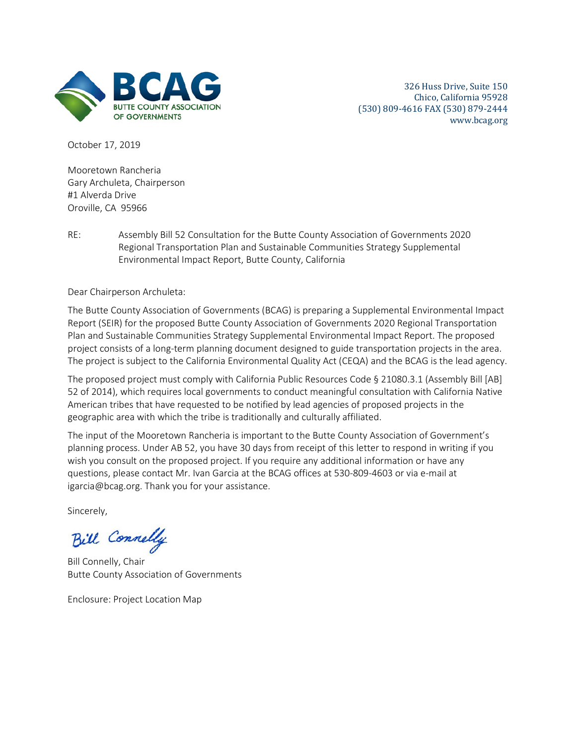**BCAG**
BUTTE COUNTY ASSOCIATION OF GOVERNMENTS

326 Huss Drive, Suite 150
Chico, California 95928
(530) 809-4616 FAX (530) 879-2444
www.bcag.org

October 17, 2019

Mooretown Rancheria
Gary Archuleta, Chairperson
#1 Alverda Drive
Oroville, CA 95966

RE: Assembly Bill 52 Consultation for the Butte County Association of Governments 2020 Regional Transportation Plan and Sustainable Communities Strategy Supplemental Environmental Impact Report, Butte County, California

Dear Chairperson Archuleta:

The Butte County Association of Governments (BCAG) is preparing a Supplemental Environmental Impact Report (SEIR) for the proposed Butte County Association of Governments 2020 Regional Transportation Plan and Sustainable Communities Strategy Supplemental Environmental Impact Report. The proposed project consists of a long-term planning document designed to guide transportation projects in the area. The project is subject to the California Environmental Quality Act (CEQA) and the BCAG is the lead agency.

The proposed project must comply with California Public Resources Code § 21080.3.1 (Assembly Bill [AB] 52 of 2014), which requires local governments to conduct meaningful consultation with California Native American tribes that have requested to be notified by lead agencies of proposed projects in the geographic area with which the tribe is traditionally and culturally affiliated.

The input of the Mooretown Rancheria is important to the Butte County Association of Government's planning process. Under AB 52, you have 30 days from receipt of this letter to respond in writing if you wish you consult on the proposed project. If you require any additional information or have any questions, please contact Mr. Ivan Garcia at the BCAG offices at 530-809-4603 or via e-mail at igarcia@bcag.org. Thank you for your assistance.

Sincerely,

Bill Connelly

Bill Connelly, Chair
Butte County Association of Governments

Enclosure: Project Location Map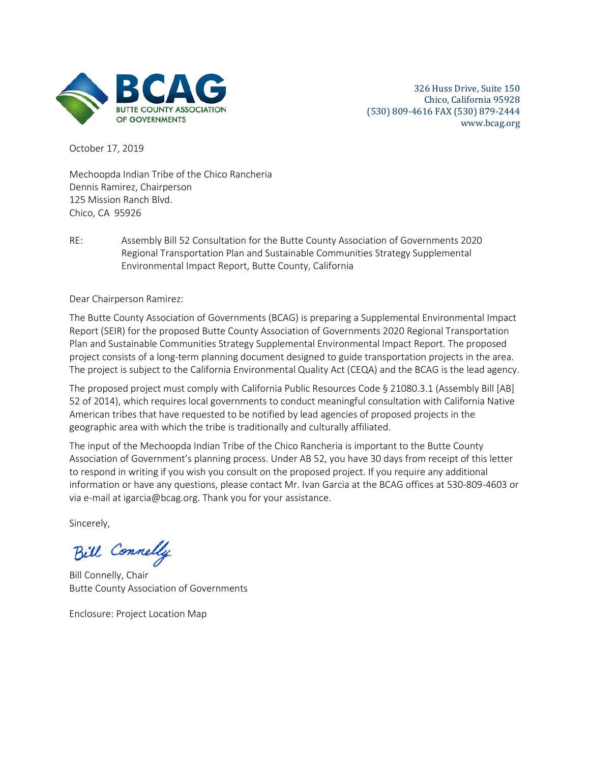**BCAG**
BUTTE COUNTY ASSOCIATION OF GOVERNMENTS

326 Huss Drive, Suite 150
Chico, California 95928
(530) 809-4616 FAX (530) 879-2444
www.bcag.org

October 17, 2019

Mechoopda Indian Tribe of the Chico Rancheria
Dennis Ramirez, Chairperson
125 Mission Ranch Blvd.
Chico, CA 95926

RE: Assembly Bill 52 Consultation for the Butte County Association of Governments 2020 Regional Transportation Plan and Sustainable Communities Strategy Supplemental Environmental Impact Report, Butte County, California

Dear Chairperson Ramirez:

The Butte County Association of Governments (BCAG) is preparing a Supplemental Environmental Impact Report (SEIR) for the proposed Butte County Association of Governments 2020 Regional Transportation Plan and Sustainable Communities Strategy Supplemental Environmental Impact Report. The proposed project consists of a long-term planning document designed to guide transportation projects in the area. The project is subject to the California Environmental Quality Act (CEQA) and the BCAG is the lead agency.

The proposed project must comply with California Public Resources Code § 21080.3.1 (Assembly Bill [AB] 52 of 2014), which requires local governments to conduct meaningful consultation with California Native American tribes that have requested to be notified by lead agencies of proposed projects in the geographic area with which the tribe is traditionally and culturally affiliated.

The input of the Mechoopda Indian Tribe of the Chico Rancheria is important to the Butte County Association of Government's planning process. Under AB 52, you have 30 days from receipt of this letter to respond in writing if you wish you consult on the proposed project. If you require any additional information or have any questions, please contact Mr. Ivan Garcia at the BCAG offices at 530-809-4603 or via e-mail at igarcia@bcag.org. Thank you for your assistance.

Sincerely,

*Bill Connelly*

Bill Connelly, Chair
Butte County Association of Governments

Enclosure: Project Location Map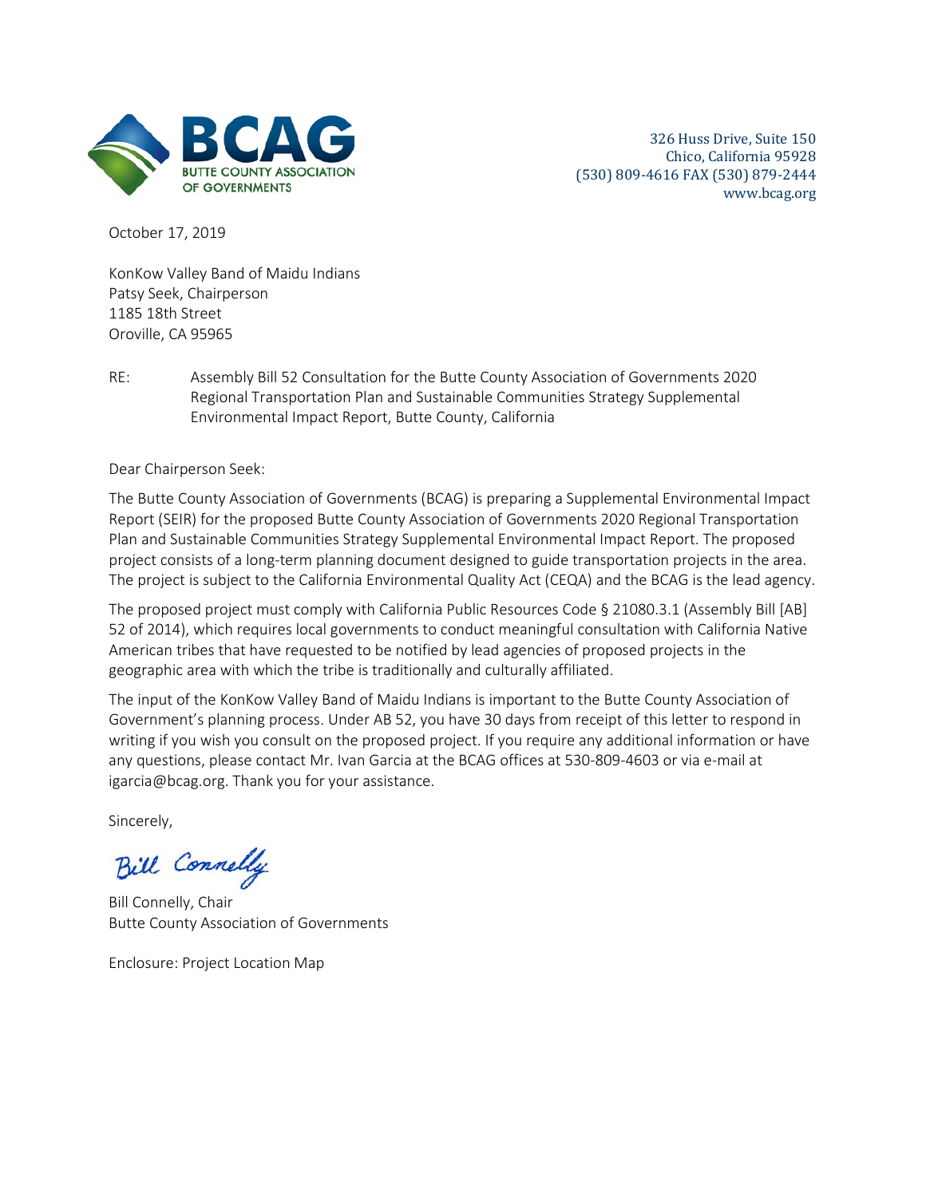**BCAG**
BUTTE COUNTY ASSOCIATION OF GOVERNMENTS

326 Huss Drive, Suite 150
Chico, California 95928
(530) 809-4616 FAX (530) 879-2444
www.bcag.org

October 17, 2019

KonKow Valley Band of Maidu Indians
Patsy Seek, Chairperson
1185 18th Street
Oroville, CA 95965

RE: Assembly Bill 52 Consultation for the Butte County Association of Governments 2020 Regional Transportation Plan and Sustainable Communities Strategy Supplemental Environmental Impact Report, Butte County, California

Dear Chairperson Seek:

The Butte County Association of Governments (BCAG) is preparing a Supplemental Environmental Impact Report (SEIR) for the proposed Butte County Association of Governments 2020 Regional Transportation Plan and Sustainable Communities Strategy Supplemental Environmental Impact Report. The proposed project consists of a long-term planning document designed to guide transportation projects in the area. The project is subject to the California Environmental Quality Act (CEQA) and the BCAG is the lead agency.

The proposed project must comply with California Public Resources Code § 21080.3.1 (Assembly Bill [AB] 52 of 2014), which requires local governments to conduct meaningful consultation with California Native American tribes that have requested to be notified by lead agencies of proposed projects in the geographic area with which the tribe is traditionally and culturally affiliated.

The input of the KonKow Valley Band of Maidu Indians is important to the Butte County Association of Government's planning process. Under AB 52, you have 30 days from receipt of this letter to respond in writing if you wish you consult on the proposed project. If you require any additional information or have any questions, please contact Mr. Ivan Garcia at the BCAG offices at 530-809-4603 or via e-mail at igarcia@bcag.org. Thank you for your assistance.

Sincerely,

Bill Connelly

Bill Connelly, Chair
Butte County Association of Governments

Enclosure: Project Location Map